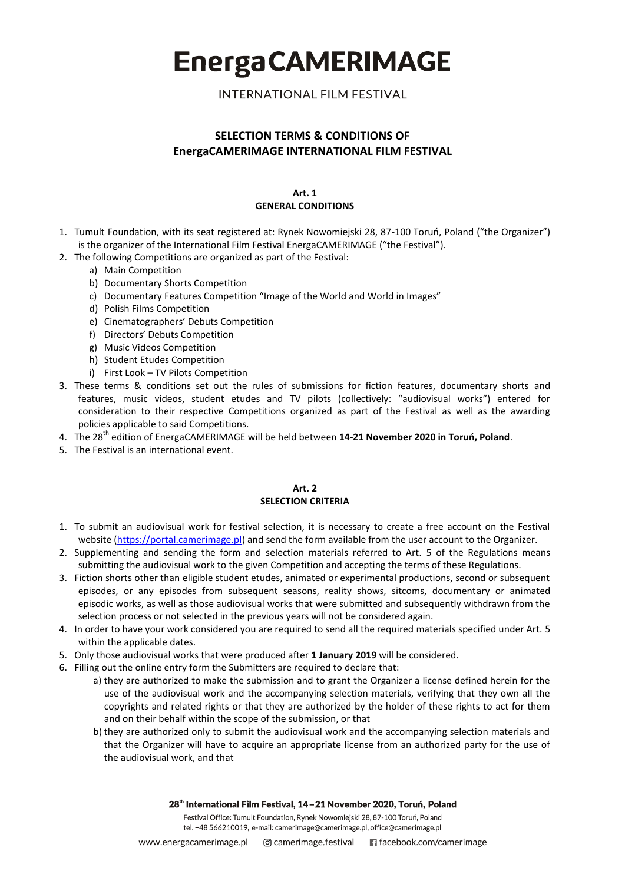# EnergaCAMERIMAGE

INTERNATIONAL FILM FESTIVAL

## SELECTION TERMS & CONDITIONS OF EnergaCAMERIMAGE INTERNATIONAL FILM FESTIVAL

### Art. 1
### GENERAL CONDITIONS

1. Tumult Foundation, with its seat registered at: Rynek Nowomiejski 28, 87-100 Toruń, Poland ("the Organizer") is the organizer of the International Film Festival EnergaCAMERIMAGE ("the Festival").
2. The following Competitions are organized as part of the Festival:
   a) Main Competition
   b) Documentary Shorts Competition
   c) Documentary Features Competition "Image of the World and World in Images"
   d) Polish Films Competition
   e) Cinematographers' Debuts Competition
   f) Directors' Debuts Competition
   g) Music Videos Competition
   h) Student Etudes Competition
   i) First Look – TV Pilots Competition
3. These terms & conditions set out the rules of submissions for fiction features, documentary shorts and features, music videos, student etudes and TV pilots (collectively: "audiovisual works") entered for consideration to their respective Competitions organized as part of the Festival as well as the awarding policies applicable to said Competitions.
4. The 28th edition of EnergaCAMERIMAGE will be held between **14-21 November 2020 in Toruń, Poland**.
5. The Festival is an international event.

### Art. 2
### SELECTION CRITERIA

1. To submit an audiovisual work for festival selection, it is necessary to create a free account on the Festival website (https://portal.camerimage.pl) and send the form available from the user account to the Organizer.
2. Supplementing and sending the form and selection materials referred to Art. 5 of the Regulations means submitting the audiovisual work to the given Competition and accepting the terms of these Regulations.
3. Fiction shorts other than eligible student etudes, animated or experimental productions, second or subsequent episodes, or any episodes from subsequent seasons, reality shows, sitcoms, documentary or animated episodic works, as well as those audiovisual works that were submitted and subsequently withdrawn from the selection process or not selected in the previous years will not be considered again.
4. In order to have your work considered you are required to send all the required materials specified under Art. 5 within the applicable dates.
5. Only those audiovisual works that were produced after **1 January 2019** will be considered.
6. Filling out the online entry form the Submitters are required to declare that:
   a) they are authorized to make the submission and to grant the Organizer a license defined herein for the use of the audiovisual work and the accompanying selection materials, verifying that they own all the copyrights and related rights or that they are authorized by the holder of these rights to act for them and on their behalf within the scope of the submission, or that
   b) they are authorized only to submit the audiovisual work and the accompanying selection materials and that the Organizer will have to acquire an appropriate license from an authorized party for the use of the audiovisual work, and that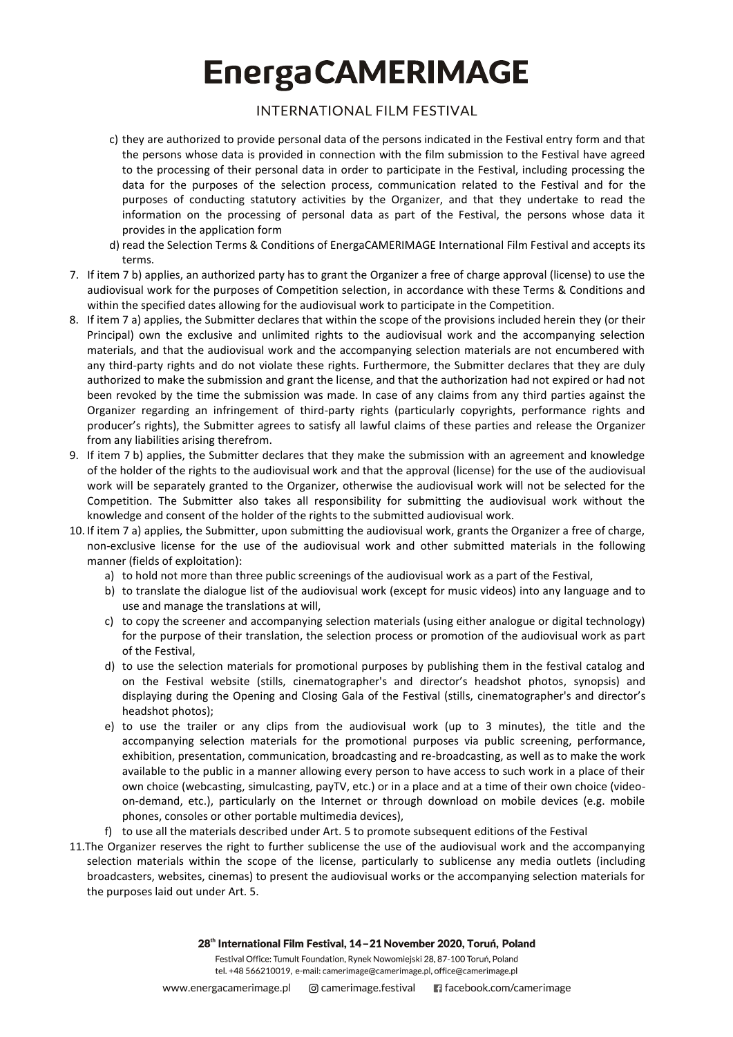c) they are authorized to provide personal data of the persons indicated in the Festival entry form and that the persons whose data is provided in connection with the film submission to the Festival have agreed to the processing of their personal data in order to participate in the Festival, including processing the data for the purposes of the selection process, communication related to the Festival and for the purposes of conducting statutory activities by the Organizer, and that they undertake to read the information on the processing of personal data as part of the Festival, the persons whose data it provides in the application form

d) read the Selection Terms & Conditions of EnergaCAMERIMAGE International Film Festival and accepts its terms.

7. If item 7 b) applies, an authorized party has to grant the Organizer a free of charge approval (license) to use the audiovisual work for the purposes of Competition selection, in accordance with these Terms & Conditions and within the specified dates allowing for the audiovisual work to participate in the Competition.
8. If item 7 a) applies, the Submitter declares that within the scope of the provisions included herein they (or their Principal) own the exclusive and unlimited rights to the audiovisual work and the accompanying selection materials, and that the audiovisual work and the accompanying selection materials are not encumbered with any third-party rights and do not violate these rights. Furthermore, the Submitter declares that they are duly authorized to make the submission and grant the license, and that the authorization had not expired or had not been revoked by the time the submission was made. In case of any claims from any third parties against the Organizer regarding an infringement of third-party rights (particularly copyrights, performance rights and producer's rights), the Submitter agrees to satisfy all lawful claims of these parties and release the Organizer from any liabilities arising therefrom.
9. If item 7 b) applies, the Submitter declares that they make the submission with an agreement and knowledge of the holder of the rights to the audiovisual work and that the approval (license) for the use of the audiovisual work will be separately granted to the Organizer, otherwise the audiovisual work will not be selected for the Competition. The Submitter also takes all responsibility for submitting the audiovisual work without the knowledge and consent of the holder of the rights to the submitted audiovisual work.
10. If item 7 a) applies, the Submitter, upon submitting the audiovisual work, grants the Organizer a free of charge, non-exclusive license for the use of the audiovisual work and other submitted materials in the following manner (fields of exploitation):
    a) to hold not more than three public screenings of the audiovisual work as a part of the Festival,
    b) to translate the dialogue list of the audiovisual work (except for music videos) into any language and to use and manage the translations at will,
    c) to copy the screener and accompanying selection materials (using either analogue or digital technology) for the purpose of their translation, the selection process or promotion of the audiovisual work as part of the Festival,
    d) to use the selection materials for promotional purposes by publishing them in the festival catalog and on the Festival website (stills, cinematographer's and director's headshot photos, synopsis) and displaying during the Opening and Closing Gala of the Festival (stills, cinematographer's and director's headshot photos);
    e) to use the trailer or any clips from the audiovisual work (up to 3 minutes), the title and the accompanying selection materials for the promotional purposes via public screening, performance, exhibition, presentation, communication, broadcasting and re-broadcasting, as well as to make the work available to the public in a manner allowing every person to have access to such work in a place of their own choice (webcasting, simulcasting, payTV, etc.) or in a place and at a time of their own choice (video-on-demand, etc.), particularly on the Internet or through download on mobile devices (e.g. mobile phones, consoles or other portable multimedia devices),
    f) to use all the materials described under Art. 5 to promote subsequent editions of the Festival
11. The Organizer reserves the right to further sublicense the use of the audiovisual work and the accompanying selection materials within the scope of the license, particularly to sublicense any media outlets (including broadcasters, websites, cinemas) to present the audiovisual works or the accompanying selection materials for the purposes laid out under Art. 5.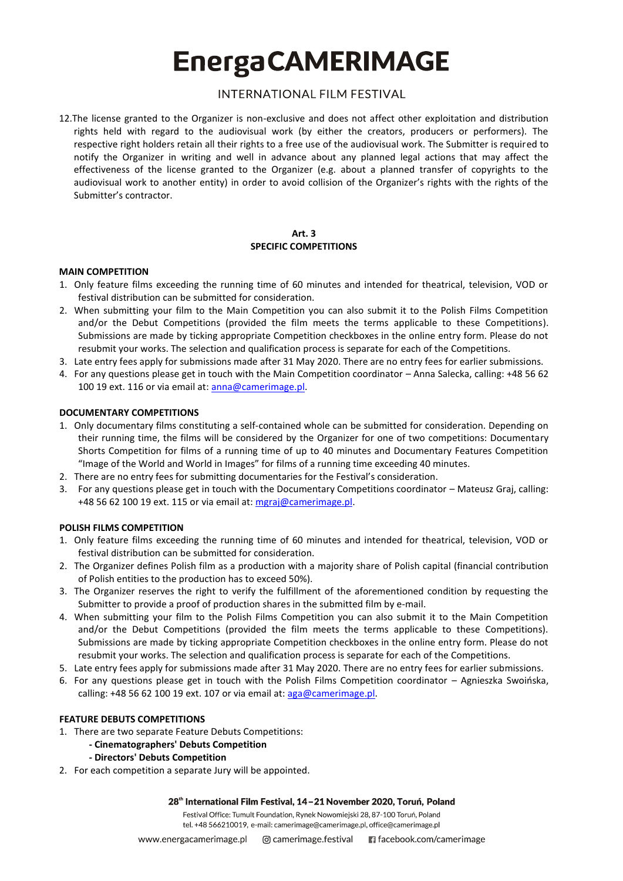12. The license granted to the Organizer is non-exclusive and does not affect other exploitation and distribution rights held with regard to the audiovisual work (by either the creators, producers or performers). The respective right holders retain all their rights to a free use of the audiovisual work. The Submitter is required to notify the Organizer in writing and well in advance about any planned legal actions that may affect the effectiveness of the license granted to the Organizer (e.g. about a planned transfer of copyrights to the audiovisual work to another entity) in order to avoid collision of the Organizer's rights with the rights of the Submitter's contractor.

## Art. 3
## SPECIFIC COMPETITIONS

**MAIN COMPETITION**

1. Only feature films exceeding the running time of 60 minutes and intended for theatrical, television, VOD or festival distribution can be submitted for consideration.
2. When submitting your film to the Main Competition you can also submit it to the Polish Films Competition and/or the Debut Competitions (provided the film meets the terms applicable to these Competitions). Submissions are made by ticking appropriate Competition checkboxes in the online entry form. Please do not resubmit your works. The selection and qualification process is separate for each of the Competitions.
3. Late entry fees apply for submissions made after 31 May 2020. There are no entry fees for earlier submissions.
4. For any questions please get in touch with the Main Competition coordinator – Anna Salecka, calling: +48 56 62 100 19 ext. 116 or via email at: anna@camerimage.pl.

**DOCUMENTARY COMPETITIONS**

1. Only documentary films constituting a self-contained whole can be submitted for consideration. Depending on their running time, the films will be considered by the Organizer for one of two competitions: Documentary Shorts Competition for films of a running time of up to 40 minutes and Documentary Features Competition "Image of the World and World in Images" for films of a running time exceeding 40 minutes.
2. There are no entry fees for submitting documentaries for the Festival's consideration.
3. For any questions please get in touch with the Documentary Competitions coordinator – Mateusz Graj, calling: +48 56 62 100 19 ext. 115 or via email at: mgraj@camerimage.pl.

**POLISH FILMS COMPETITION**

1. Only feature films exceeding the running time of 60 minutes and intended for theatrical, television, VOD or festival distribution can be submitted for consideration.
2. The Organizer defines Polish film as a production with a majority share of Polish capital (financial contribution of Polish entities to the production has to exceed 50%).
3. The Organizer reserves the right to verify the fulfillment of the aforementioned condition by requesting the Submitter to provide a proof of production shares in the submitted film by e-mail.
4. When submitting your film to the Polish Films Competition you can also submit it to the Main Competition and/or the Debut Competitions (provided the film meets the terms applicable to these Competitions). Submissions are made by ticking appropriate Competition checkboxes in the online entry form. Please do not resubmit your works. The selection and qualification process is separate for each of the Competitions.
5. Late entry fees apply for submissions made after 31 May 2020. There are no entry fees for earlier submissions.
6. For any questions please get in touch with the Polish Films Competition coordinator – Agnieszka Swoińska, calling: +48 56 62 100 19 ext. 107 or via email at: aga@camerimage.pl.

**FEATURE DEBUTS COMPETITIONS**

1. There are two separate Feature Debuts Competitions:
   - **Cinematographers' Debuts Competition**
   - **Directors' Debuts Competition**
2. For each competition a separate Jury will be appointed.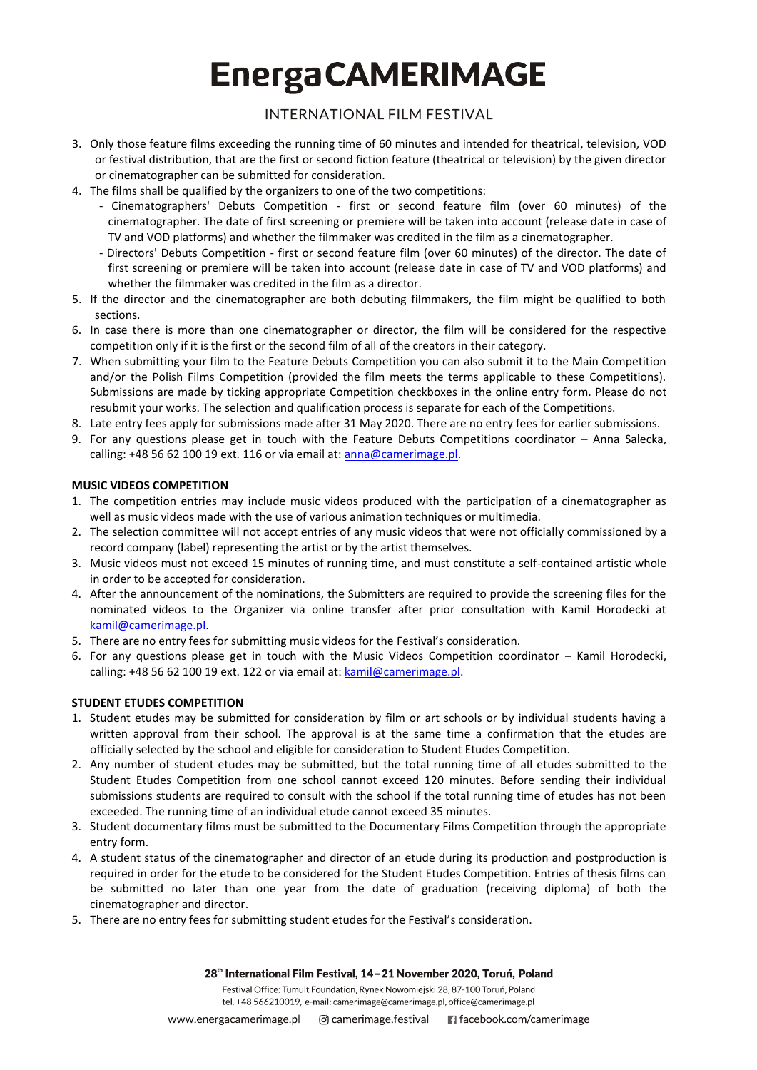3. Only those feature films exceeding the running time of 60 minutes and intended for theatrical, television, VOD or festival distribution, that are the first or second fiction feature (theatrical or television) by the given director or cinematographer can be submitted for consideration.
4. The films shall be qualified by the organizers to one of the two competitions:
   - Cinematographers' Debuts Competition - first or second feature film (over 60 minutes) of the cinematographer. The date of first screening or premiere will be taken into account (release date in case of TV and VOD platforms) and whether the filmmaker was credited in the film as a cinematographer.
   - Directors' Debuts Competition - first or second feature film (over 60 minutes) of the director. The date of first screening or premiere will be taken into account (release date in case of TV and VOD platforms) and whether the filmmaker was credited in the film as a director.
5. If the director and the cinematographer are both debuting filmmakers, the film might be qualified to both sections.
6. In case there is more than one cinematographer or director, the film will be considered for the respective competition only if it is the first or the second film of all of the creators in their category.
7. When submitting your film to the Feature Debuts Competition you can also submit it to the Main Competition and/or the Polish Films Competition (provided the film meets the terms applicable to these Competitions). Submissions are made by ticking appropriate Competition checkboxes in the online entry form. Please do not resubmit your works. The selection and qualification process is separate for each of the Competitions.
8. Late entry fees apply for submissions made after 31 May 2020. There are no entry fees for earlier submissions.
9. For any questions please get in touch with the Feature Debuts Competitions coordinator – Anna Salecka, calling: +48 56 62 100 19 ext. 116 or via email at: anna@camerimage.pl.

**MUSIC VIDEOS COMPETITION**

1. The competition entries may include music videos produced with the participation of a cinematographer as well as music videos made with the use of various animation techniques or multimedia.
2. The selection committee will not accept entries of any music videos that were not officially commissioned by a record company (label) representing the artist or by the artist themselves.
3. Music videos must not exceed 15 minutes of running time, and must constitute a self-contained artistic whole in order to be accepted for consideration.
4. After the announcement of the nominations, the Submitters are required to provide the screening files for the nominated videos to the Organizer via online transfer after prior consultation with Kamil Horodecki at kamil@camerimage.pl.
5. There are no entry fees for submitting music videos for the Festival's consideration.
6. For any questions please get in touch with the Music Videos Competition coordinator – Kamil Horodecki, calling: +48 56 62 100 19 ext. 122 or via email at: kamil@camerimage.pl.

**STUDENT ETUDES COMPETITION**

1. Student etudes may be submitted for consideration by film or art schools or by individual students having a written approval from their school. The approval is at the same time a confirmation that the etudes are officially selected by the school and eligible for consideration to Student Etudes Competition.
2. Any number of student etudes may be submitted, but the total running time of all etudes submitted to the Student Etudes Competition from one school cannot exceed 120 minutes. Before sending their individual submissions students are required to consult with the school if the total running time of etudes has not been exceeded. The running time of an individual etude cannot exceed 35 minutes.
3. Student documentary films must be submitted to the Documentary Films Competition through the appropriate entry form.
4. A student status of the cinematographer and director of an etude during its production and postproduction is required in order for the etude to be considered for the Student Etudes Competition. Entries of thesis films can be submitted no later than one year from the date of graduation (receiving diploma) of both the cinematographer and director.
5. There are no entry fees for submitting student etudes for the Festival's consideration.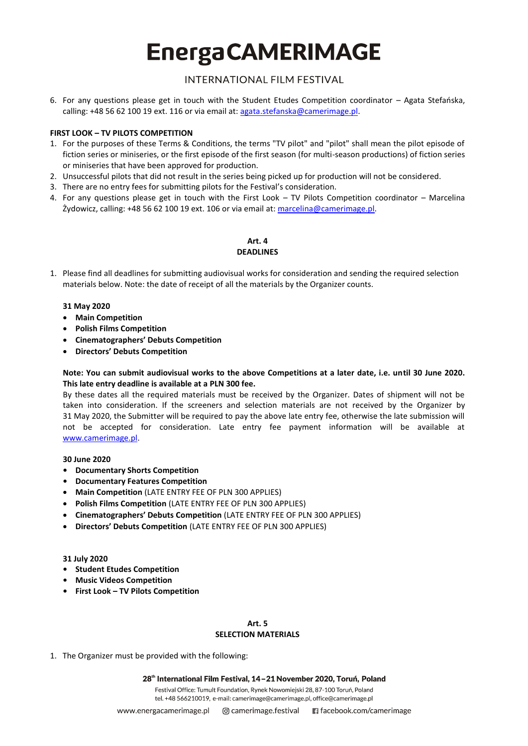6. For any questions please get in touch with the Student Etudes Competition coordinator – Agata Stefańska, calling: +48 56 62 100 19 ext. 116 or via email at: agata.stefanska@camerimage.pl.

**FIRST LOOK – TV PILOTS COMPETITION**

1. For the purposes of these Terms & Conditions, the terms "TV pilot" and "pilot" shall mean the pilot episode of fiction series or miniseries, or the first episode of the first season (for multi-season productions) of fiction series or miniseries that have been approved for production.
2. Unsuccessful pilots that did not result in the series being picked up for production will not be considered.
3. There are no entry fees for submitting pilots for the Festival's consideration.
4. For any questions please get in touch with the First Look – TV Pilots Competition coordinator – Marcelina Żydowicz, calling: +48 56 62 100 19 ext. 106 or via email at: marcelina@camerimage.pl.

## Art. 4
## DEADLINES

1. Please find all deadlines for submitting audiovisual works for consideration and sending the required selection materials below. Note: the date of receipt of all the materials by the Organizer counts.

   **31 May 2020**
   - **Main Competition**
   - **Polish Films Competition**
   - **Cinematographers' Debuts Competition**
   - **Directors' Debuts Competition**

   **Note: You can submit audiovisual works to the above Competitions at a later date, i.e. until 30 June 2020. This late entry deadline is available at a PLN 300 fee.**
   By these dates all the required materials must be received by the Organizer. Dates of shipment will not be taken into consideration. If the screeners and selection materials are not received by the Organizer by 31 May 2020, the Submitter will be required to pay the above late entry fee, otherwise the late submission will not be accepted for consideration. Late entry fee payment information will be available at www.camerimage.pl.

   **30 June 2020**
   - **Documentary Shorts Competition**
   - **Documentary Features Competition**
   - **Main Competition** (LATE ENTRY FEE OF PLN 300 APPLIES)
   - **Polish Films Competition** (LATE ENTRY FEE OF PLN 300 APPLIES)
   - **Cinematographers' Debuts Competition** (LATE ENTRY FEE OF PLN 300 APPLIES)
   - **Directors' Debuts Competition** (LATE ENTRY FEE OF PLN 300 APPLIES)

   **31 July 2020**
   - **Student Etudes Competition**
   - **Music Videos Competition**
   - **First Look – TV Pilots Competition**

## Art. 5
## SELECTION MATERIALS

1. The Organizer must be provided with the following: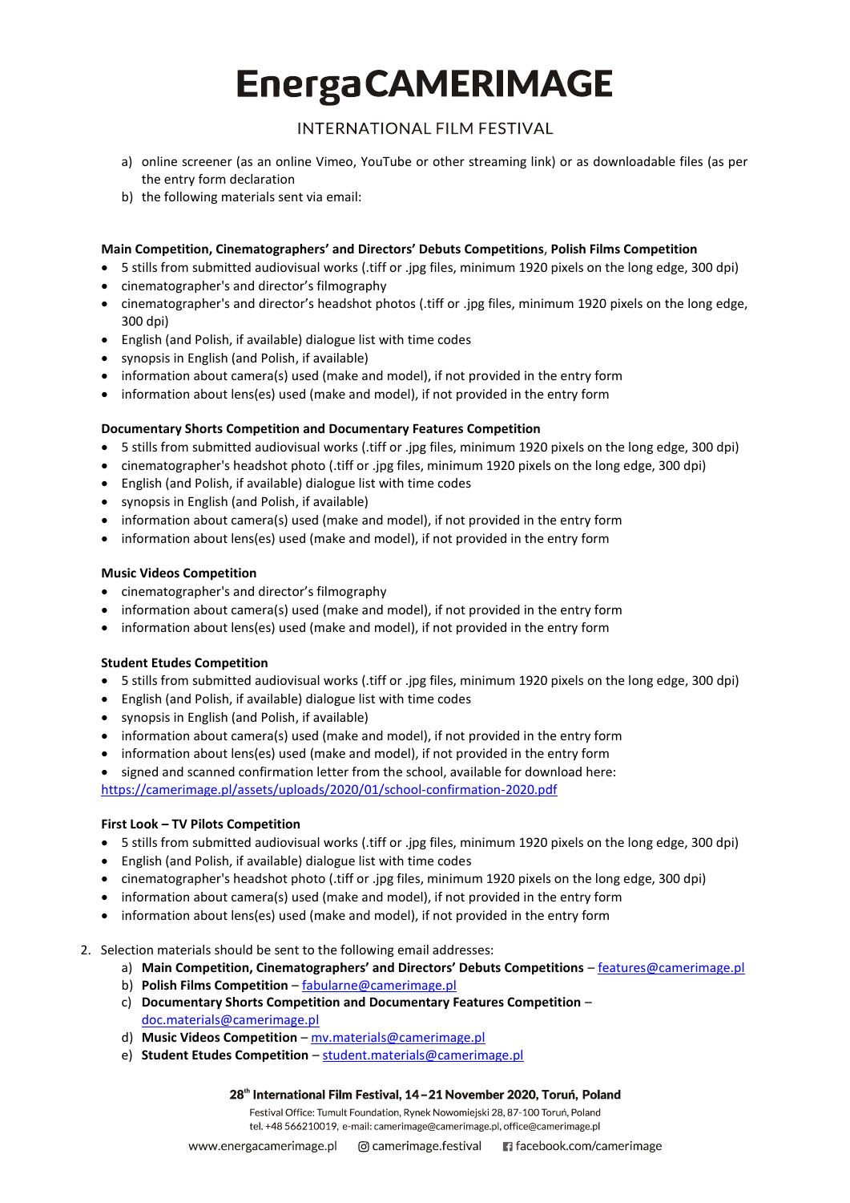a) online screener (as an online Vimeo, YouTube or other streaming link) or as downloadable files (as per the entry form declaration
b) the following materials sent via email:

**Main Competition, Cinematographers' and Directors' Debuts Competitions**, **Polish Films Competition**

- 5 stills from submitted audiovisual works (.tiff or .jpg files, minimum 1920 pixels on the long edge, 300 dpi)
- cinematographer's and director's filmography
- cinematographer's and director's headshot photos (.tiff or .jpg files, minimum 1920 pixels on the long edge, 300 dpi)
- English (and Polish, if available) dialogue list with time codes
- synopsis in English (and Polish, if available)
- information about camera(s) used (make and model), if not provided in the entry form
- information about lens(es) used (make and model), if not provided in the entry form

**Documentary Shorts Competition and Documentary Features Competition**

- 5 stills from submitted audiovisual works (.tiff or .jpg files, minimum 1920 pixels on the long edge, 300 dpi)
- cinematographer's headshot photo (.tiff or .jpg files, minimum 1920 pixels on the long edge, 300 dpi)
- English (and Polish, if available) dialogue list with time codes
- synopsis in English (and Polish, if available)
- information about camera(s) used (make and model), if not provided in the entry form
- information about lens(es) used (make and model), if not provided in the entry form

**Music Videos Competition**

- cinematographer's and director's filmography
- information about camera(s) used (make and model), if not provided in the entry form
- information about lens(es) used (make and model), if not provided in the entry form

**Student Etudes Competition**

- 5 stills from submitted audiovisual works (.tiff or .jpg files, minimum 1920 pixels on the long edge, 300 dpi)
- English (and Polish, if available) dialogue list with time codes
- synopsis in English (and Polish, if available)
- information about camera(s) used (make and model), if not provided in the entry form
- information about lens(es) used (make and model), if not provided in the entry form
- signed and scanned confirmation letter from the school, available for download here: https://camerimage.pl/assets/uploads/2020/01/school-confirmation-2020.pdf

**First Look – TV Pilots Competition**

- 5 stills from submitted audiovisual works (.tiff or .jpg files, minimum 1920 pixels on the long edge, 300 dpi)
- English (and Polish, if available) dialogue list with time codes
- cinematographer's headshot photo (.tiff or .jpg files, minimum 1920 pixels on the long edge, 300 dpi)
- information about camera(s) used (make and model), if not provided in the entry form
- information about lens(es) used (make and model), if not provided in the entry form

2. Selection materials should be sent to the following email addresses:
   a) **Main Competition, Cinematographers' and Directors' Debuts Competitions** – features@camerimage.pl
   b) **Polish Films Competition** – fabularne@camerimage.pl
   c) **Documentary Shorts Competition and Documentary Features Competition** – doc.materials@camerimage.pl
   d) **Music Videos Competition** – mv.materials@camerimage.pl
   e) **Student Etudes Competition** – student.materials@camerimage.pl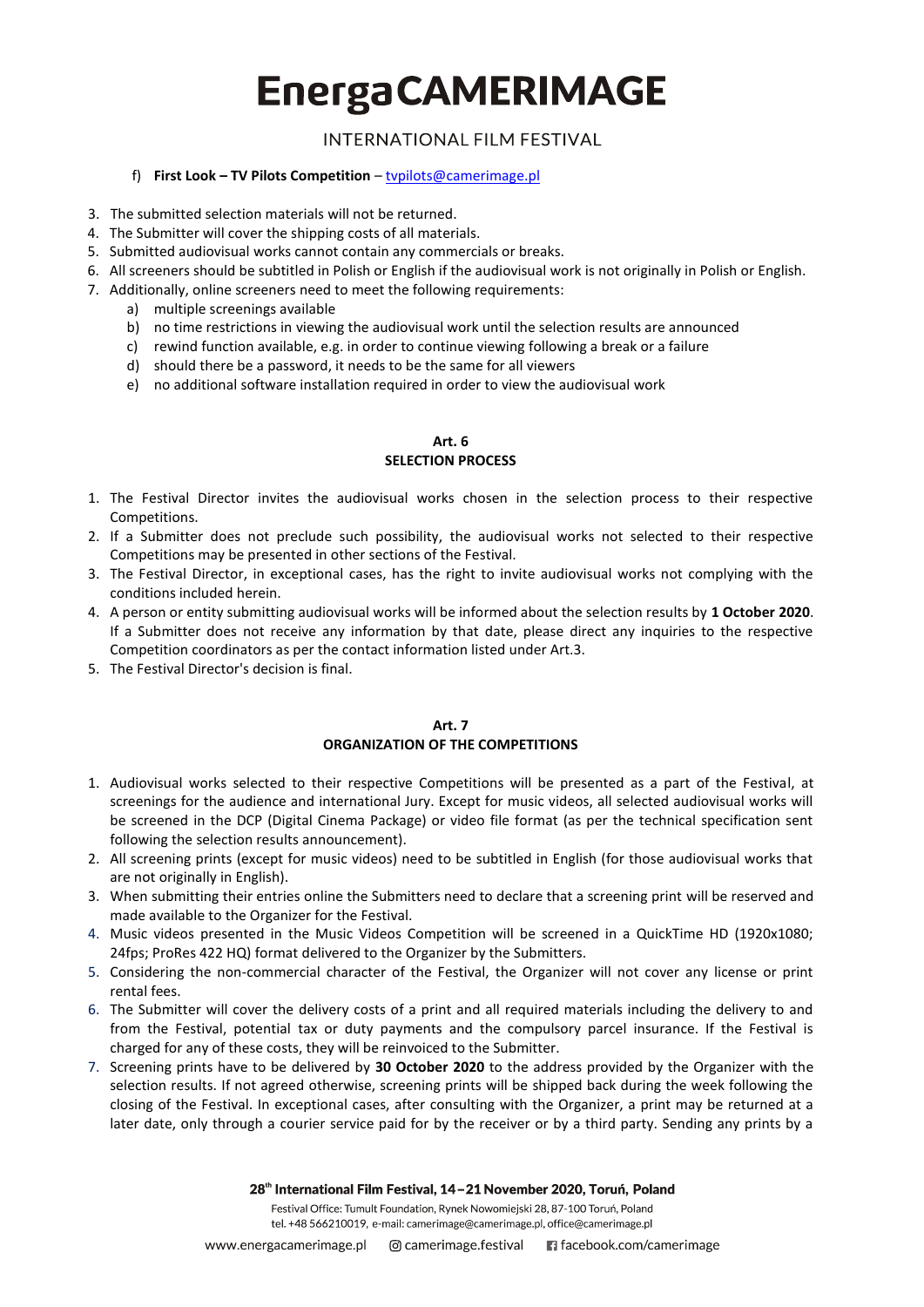f) **First Look – TV Pilots Competition** – tvpilots@camerimage.pl

3. The submitted selection materials will not be returned.
4. The Submitter will cover the shipping costs of all materials.
5. Submitted audiovisual works cannot contain any commercials or breaks.
6. All screeners should be subtitled in Polish or English if the audiovisual work is not originally in Polish or English.
7. Additionally, online screeners need to meet the following requirements:
   a) multiple screenings available
   b) no time restrictions in viewing the audiovisual work until the selection results are announced
   c) rewind function available, e.g. in order to continue viewing following a break or a failure
   d) should there be a password, it needs to be the same for all viewers
   e) no additional software installation required in order to view the audiovisual work

### Art. 6
### SELECTION PROCESS

1. The Festival Director invites the audiovisual works chosen in the selection process to their respective Competitions.
2. If a Submitter does not preclude such possibility, the audiovisual works not selected to their respective Competitions may be presented in other sections of the Festival.
3. The Festival Director, in exceptional cases, has the right to invite audiovisual works not complying with the conditions included herein.
4. A person or entity submitting audiovisual works will be informed about the selection results by **1 October 2020**. If a Submitter does not receive any information by that date, please direct any inquiries to the respective Competition coordinators as per the contact information listed under Art.3.
5. The Festival Director's decision is final.

### Art. 7
### ORGANIZATION OF THE COMPETITIONS

1. Audiovisual works selected to their respective Competitions will be presented as a part of the Festival, at screenings for the audience and international Jury. Except for music videos, all selected audiovisual works will be screened in the DCP (Digital Cinema Package) or video file format (as per the technical specification sent following the selection results announcement).
2. All screening prints (except for music videos) need to be subtitled in English (for those audiovisual works that are not originally in English).
3. When submitting their entries online the Submitters need to declare that a screening print will be reserved and made available to the Organizer for the Festival.
4. Music videos presented in the Music Videos Competition will be screened in a QuickTime HD (1920x1080; 24fps; ProRes 422 HQ) format delivered to the Organizer by the Submitters.
5. Considering the non-commercial character of the Festival, the Organizer will not cover any license or print rental fees.
6. The Submitter will cover the delivery costs of a print and all required materials including the delivery to and from the Festival, potential tax or duty payments and the compulsory parcel insurance. If the Festival is charged for any of these costs, they will be reinvoiced to the Submitter.
7. Screening prints have to be delivered by **30 October 2020** to the address provided by the Organizer with the selection results. If not agreed otherwise, screening prints will be shipped back during the week following the closing of the Festival. In exceptional cases, after consulting with the Organizer, a print may be returned at a later date, only through a courier service paid for by the receiver or by a third party. Sending any prints by a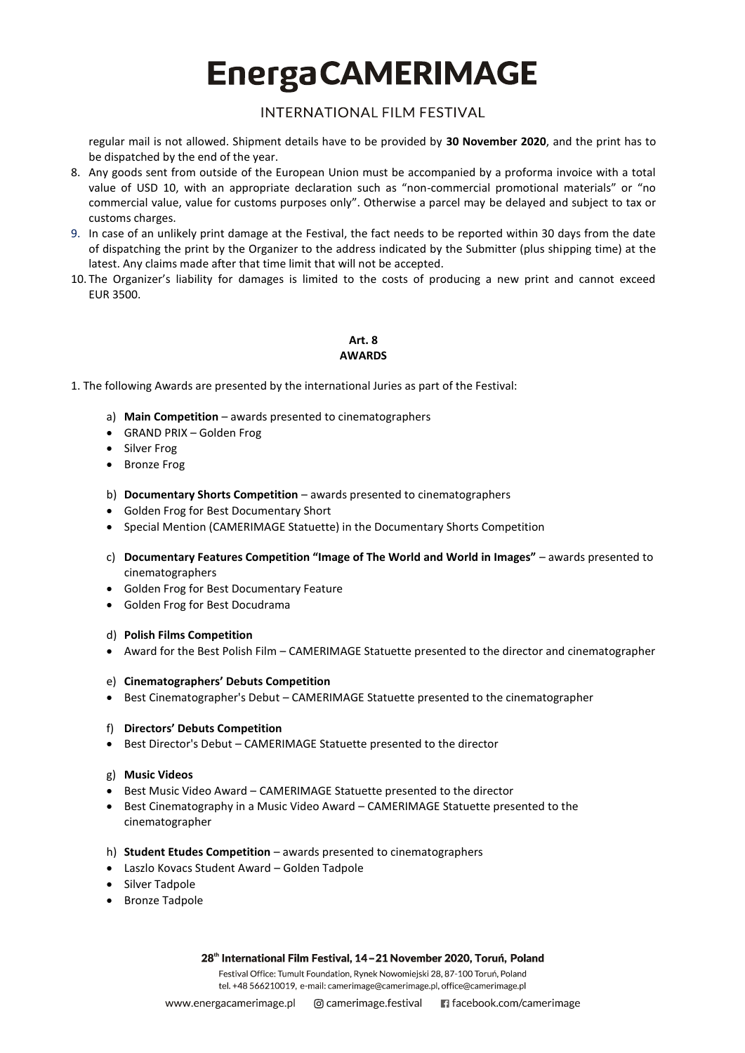regular mail is not allowed. Shipment details have to be provided by **30 November 2020**, and the print has to be dispatched by the end of the year.

8. Any goods sent from outside of the European Union must be accompanied by a proforma invoice with a total value of USD 10, with an appropriate declaration such as "non-commercial promotional materials" or "no commercial value, value for customs purposes only". Otherwise a parcel may be delayed and subject to tax or customs charges.
9. In case of an unlikely print damage at the Festival, the fact needs to be reported within 30 days from the date of dispatching the print by the Organizer to the address indicated by the Submitter (plus shipping time) at the latest. Any claims made after that time limit that will not be accepted.
10. The Organizer's liability for damages is limited to the costs of producing a new print and cannot exceed EUR 3500.

**Art. 8**
**AWARDS**

1. The following Awards are presented by the international Juries as part of the Festival:

a) **Main Competition** – awards presented to cinematographers
- GRAND PRIX – Golden Frog
- Silver Frog
- Bronze Frog

b) **Documentary Shorts Competition** – awards presented to cinematographers
- Golden Frog for Best Documentary Short
- Special Mention (CAMERIMAGE Statuette) in the Documentary Shorts Competition

c) **Documentary Features Competition "Image of The World and World in Images"** – awards presented to cinematographers
- Golden Frog for Best Documentary Feature
- Golden Frog for Best Docudrama

d) **Polish Films Competition**
- Award for the Best Polish Film – CAMERIMAGE Statuette presented to the director and cinematographer

e) **Cinematographers' Debuts Competition**
- Best Cinematographer's Debut – CAMERIMAGE Statuette presented to the cinematographer

f) **Directors' Debuts Competition**
- Best Director's Debut – CAMERIMAGE Statuette presented to the director

g) **Music Videos**
- Best Music Video Award – CAMERIMAGE Statuette presented to the director
- Best Cinematography in a Music Video Award – CAMERIMAGE Statuette presented to the cinematographer

h) **Student Etudes Competition** – awards presented to cinematographers
- Laszlo Kovacs Student Award – Golden Tadpole
- Silver Tadpole
- Bronze Tadpole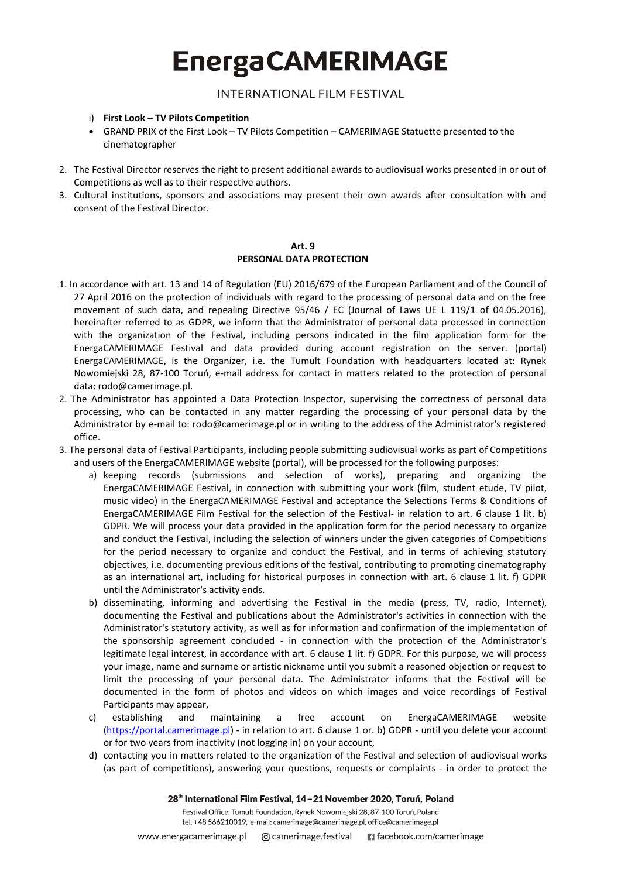i) **First Look – TV Pilots Competition**

- GRAND PRIX of the First Look – TV Pilots Competition – CAMERIMAGE Statuette presented to the cinematographer

2. The Festival Director reserves the right to present additional awards to audiovisual works presented in or out of Competitions as well as to their respective authors.
3. Cultural institutions, sponsors and associations may present their own awards after consultation with and consent of the Festival Director.

**Art. 9**
**PERSONAL DATA PROTECTION**

1. In accordance with art. 13 and 14 of Regulation (EU) 2016/679 of the European Parliament and of the Council of 27 April 2016 on the protection of individuals with regard to the processing of personal data and on the free movement of such data, and repealing Directive 95/46 / EC (Journal of Laws UE L 119/1 of 04.05.2016), hereinafter referred to as GDPR, we inform that the Administrator of personal data processed in connection with the organization of the Festival, including persons indicated in the film application form for the EnergaCAMERIMAGE Festival and data provided during account registration on the server. (portal) EnergaCAMERIMAGE, is the Organizer, i.e. the Tumult Foundation with headquarters located at: Rynek Nowomiejski 28, 87-100 Toruń, e-mail address for contact in matters related to the protection of personal data: rodo@camerimage.pl.
2. The Administrator has appointed a Data Protection Inspector, supervising the correctness of personal data processing, who can be contacted in any matter regarding the processing of your personal data by the Administrator by e-mail to: rodo@camerimage.pl or in writing to the address of the Administrator's registered office.
3. The personal data of Festival Participants, including people submitting audiovisual works as part of Competitions and users of the EnergaCAMERIMAGE website (portal), will be processed for the following purposes:
   a) keeping records (submissions and selection of works), preparing and organizing the EnergaCAMERIMAGE Festival, in connection with submitting your work (film, student etude, TV pilot, music video) in the EnergaCAMERIMAGE Festival and acceptance the Selections Terms & Conditions of EnergaCAMERIMAGE Film Festival for the selection of the Festival- in relation to art. 6 clause 1 lit. b) GDPR. We will process your data provided in the application form for the period necessary to organize and conduct the Festival, including the selection of winners under the given categories of Competitions for the period necessary to organize and conduct the Festival, and in terms of achieving statutory objectives, i.e. documenting previous editions of the festival, contributing to promoting cinematography as an international art, including for historical purposes in connection with art. 6 clause 1 lit. f) GDPR until the Administrator's activity ends.
   b) disseminating, informing and advertising the Festival in the media (press, TV, radio, Internet), documenting the Festival and publications about the Administrator's activities in connection with the Administrator's statutory activity, as well as for information and confirmation of the implementation of the sponsorship agreement concluded - in connection with the protection of the Administrator's legitimate legal interest, in accordance with art. 6 clause 1 lit. f) GDPR. For this purpose, we will process your image, name and surname or artistic nickname until you submit a reasoned objection or request to limit the processing of your personal data. The Administrator informs that the Festival will be documented in the form of photos and videos on which images and voice recordings of Festival Participants may appear,
   c) establishing and maintaining a free account on EnergaCAMERIMAGE website ([https://portal.camerimage.pl](https://portal.camerimage.pl)) - in relation to art. 6 clause 1 or. b) GDPR - until you delete your account or for two years from inactivity (not logging in) on your account,
   d) contacting you in matters related to the organization of the Festival and selection of audiovisual works (as part of competitions), answering your questions, requests or complaints - in order to protect the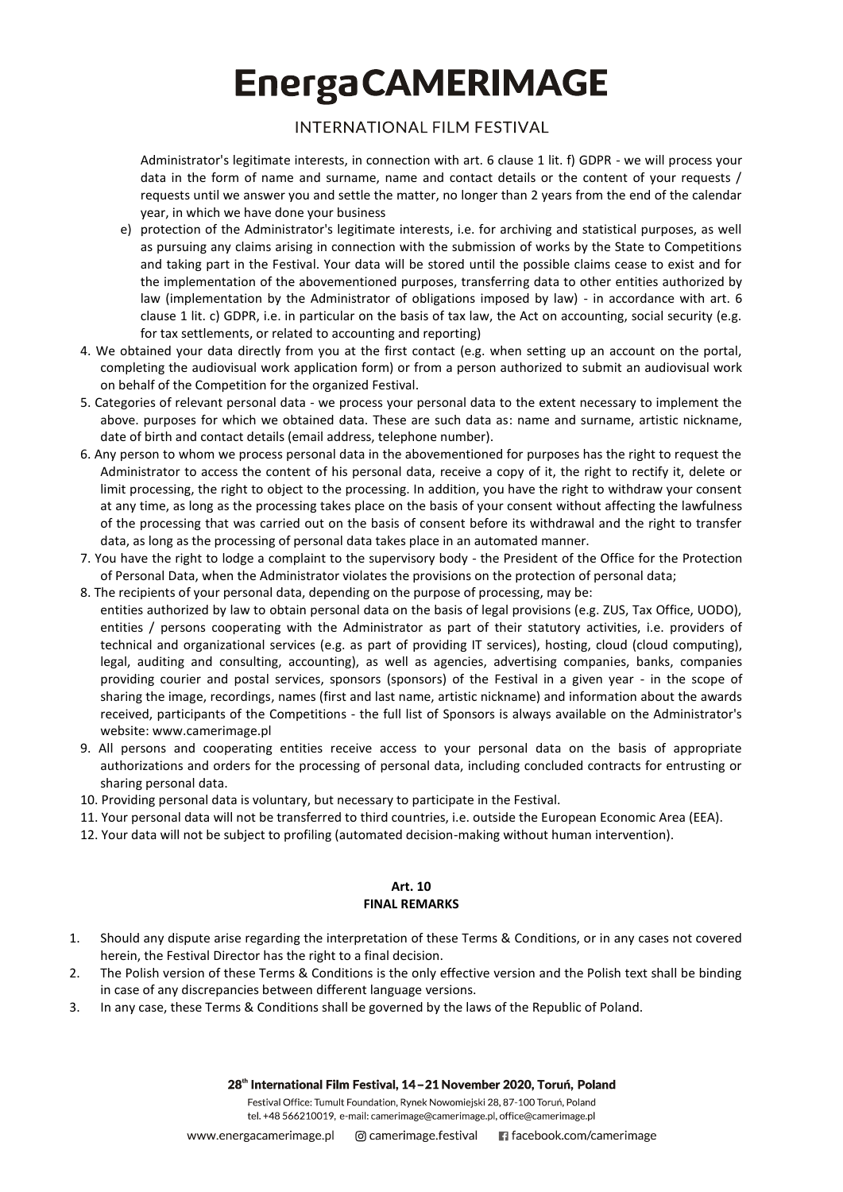Administrator's legitimate interests, in connection with art. 6 clause 1 lit. f) GDPR - we will process your data in the form of name and surname, name and contact details or the content of your requests / requests until we answer you and settle the matter, no longer than 2 years from the end of the calendar year, in which we have done your business

e) protection of the Administrator's legitimate interests, i.e. for archiving and statistical purposes, as well as pursuing any claims arising in connection with the submission of works by the State to Competitions and taking part in the Festival. Your data will be stored until the possible claims cease to exist and for the implementation of the abovementioned purposes, transferring data to other entities authorized by law (implementation by the Administrator of obligations imposed by law) - in accordance with art. 6 clause 1 lit. c) GDPR, i.e. in particular on the basis of tax law, the Act on accounting, social security (e.g. for tax settlements, or related to accounting and reporting)

4. We obtained your data directly from you at the first contact (e.g. when setting up an account on the portal, completing the audiovisual work application form) or from a person authorized to submit an audiovisual work on behalf of the Competition for the organized Festival.
5. Categories of relevant personal data - we process your personal data to the extent necessary to implement the above. purposes for which we obtained data. These are such data as: name and surname, artistic nickname, date of birth and contact details (email address, telephone number).
6. Any person to whom we process personal data in the abovementioned for purposes has the right to request the Administrator to access the content of his personal data, receive a copy of it, the right to rectify it, delete or limit processing, the right to object to the processing. In addition, you have the right to withdraw your consent at any time, as long as the processing takes place on the basis of your consent without affecting the lawfulness of the processing that was carried out on the basis of consent before its withdrawal and the right to transfer data, as long as the processing of personal data takes place in an automated manner.
7. You have the right to lodge a complaint to the supervisory body - the President of the Office for the Protection of Personal Data, when the Administrator violates the provisions on the protection of personal data;
8. The recipients of your personal data, depending on the purpose of processing, may be:
   entities authorized by law to obtain personal data on the basis of legal provisions (e.g. ZUS, Tax Office, UODO), entities / persons cooperating with the Administrator as part of their statutory activities, i.e. providers of technical and organizational services (e.g. as part of providing IT services), hosting, cloud (cloud computing), legal, auditing and consulting, accounting), as well as agencies, advertising companies, banks, companies providing courier and postal services, sponsors (sponsors) of the Festival in a given year - in the scope of sharing the image, recordings, names (first and last name, artistic nickname) and information about the awards received, participants of the Competitions - the full list of Sponsors is always available on the Administrator's website: www.camerimage.pl
9. All persons and cooperating entities receive access to your personal data on the basis of appropriate authorizations and orders for the processing of personal data, including concluded contracts for entrusting or sharing personal data.
10. Providing personal data is voluntary, but necessary to participate in the Festival.
11. Your personal data will not be transferred to third countries, i.e. outside the European Economic Area (EEA).
12. Your data will not be subject to profiling (automated decision-making without human intervention).

## Art. 10
## FINAL REMARKS

1. Should any dispute arise regarding the interpretation of these Terms & Conditions, or in any cases not covered herein, the Festival Director has the right to a final decision.
2. The Polish version of these Terms & Conditions is the only effective version and the Polish text shall be binding in case of any discrepancies between different language versions.
3. In any case, these Terms & Conditions shall be governed by the laws of the Republic of Poland.